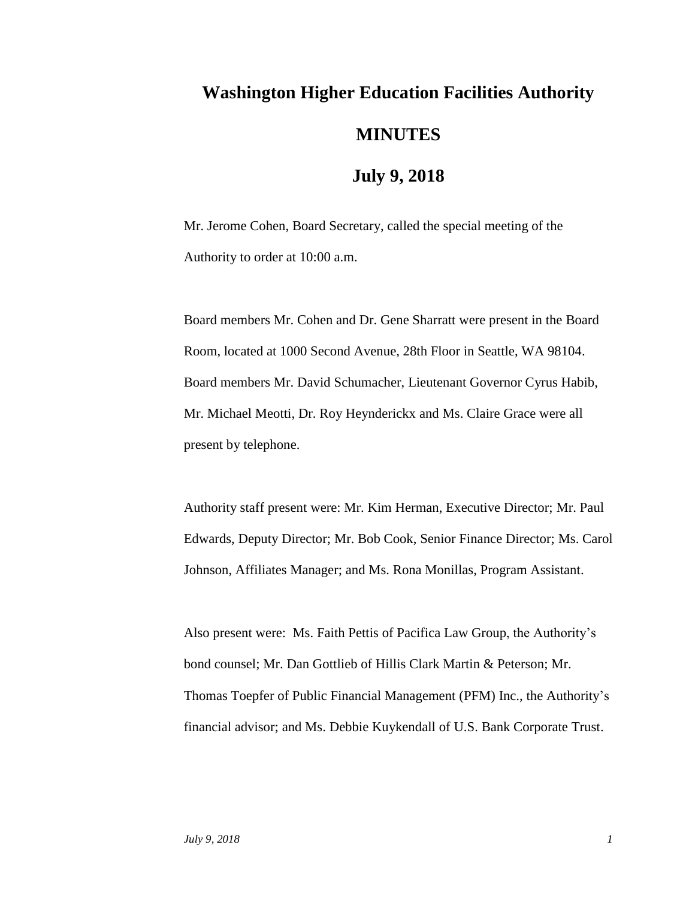# Washington Higher Education Facilities Authority

# MINUTES

# July 9, 2018

Mr. Jerome Cohen, Board Secretary, called the special meeting of the Authority to order at 10:00 a.m.

Board members Mr. Cohen and Dr. Gene Sharratt were present in the Board Room, located at 1000 Second Avenue, 28th Floor in Seattle, WA 98104. Board members Mr. David Schumacher, Lieutenant Governor Cyrus Habib, Mr. Michael Meotti, Dr. Roy Heynderickx and Ms. Claire Grace were all present by telephone.

Authority staff present were: Mr. Kim Herman, Executive Director; Mr. Paul Edwards, Deputy Director; Mr. Bob Cook, Senior Finance Director; Ms. Carol Johnson, Affiliates Manager; and Ms. Rona Monillas, Program Assistant.

Also present were: Ms. Faith Pettis of Pacifica Law Group, the Authority's bond counsel; Mr. Dan Gottlieb of Hillis Clark Martin & Peterson; Mr. Thomas Toepfer of Public Financial Management (PFM) Inc., the Authority's financial advisor; and Ms. Debbie Kuykendall of U.S. Bank Corporate Trust.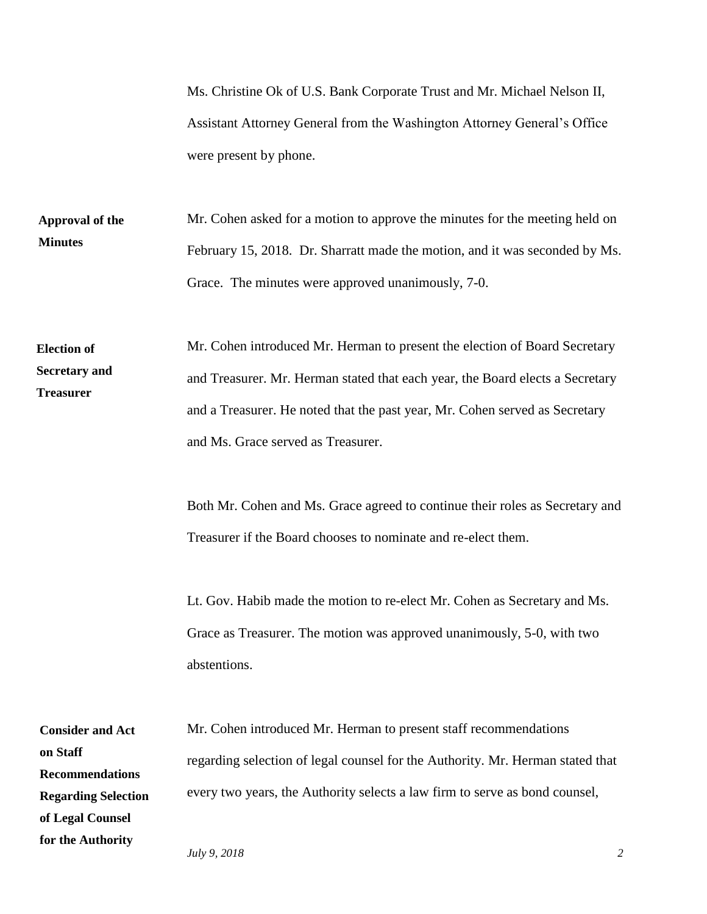Ms. Christine Ok of U.S. Bank Corporate Trust and Mr. Michael Nelson II, Assistant Attorney General from the Washington Attorney General's Office were present by phone.

**Approval of the Minutes**

Mr. Cohen asked for a motion to approve the minutes for the meeting held on February 15, 2018. Dr. Sharratt made the motion, and it was seconded by Ms. Grace. The minutes were approved unanimously, 7-0.

**Election of Secretary and Treasurer**

Mr. Cohen introduced Mr. Herman to present the election of Board Secretary and Treasurer. Mr. Herman stated that each year, the Board elects a Secretary and a Treasurer. He noted that the past year, Mr. Cohen served as Secretary and Ms. Grace served as Treasurer.

Both Mr. Cohen and Ms. Grace agreed to continue their roles as Secretary and Treasurer if the Board chooses to nominate and re-elect them.

Lt. Gov. Habib made the motion to re-elect Mr. Cohen as Secretary and Ms. Grace as Treasurer. The motion was approved unanimously, 5-0, with two abstentions.

**Consider and Act on Staff Recommendations Regarding Selection of Legal Counsel for the Authority**

Mr. Cohen introduced Mr. Herman to present staff recommendations regarding selection of legal counsel for the Authority. Mr. Herman stated that every two years, the Authority selects a law firm to serve as bond counsel,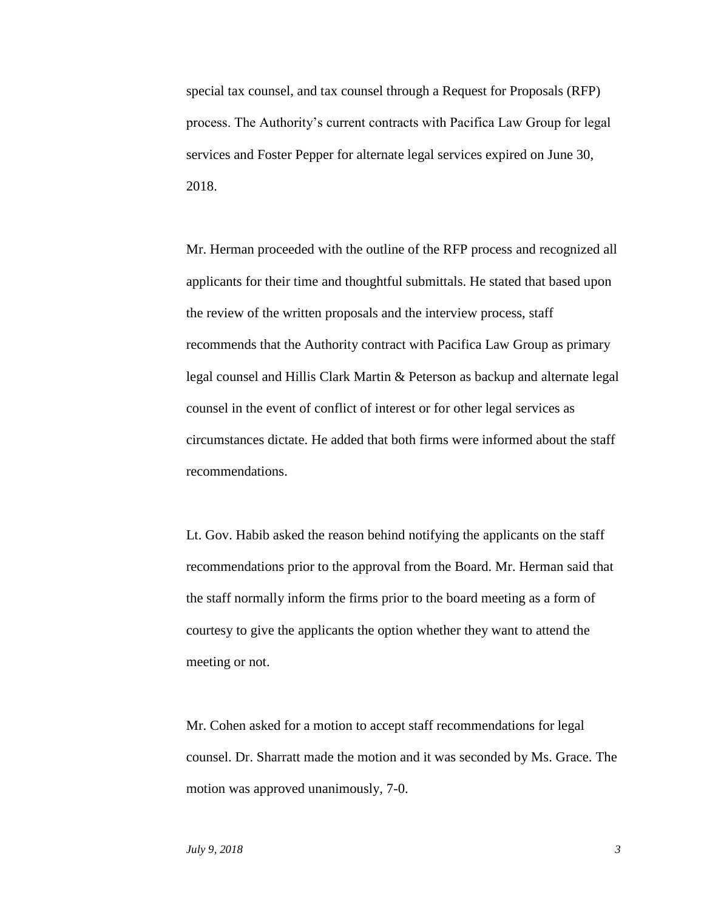special tax counsel, and tax counsel through a Request for Proposals (RFP) process. The Authority's current contracts with Pacifica Law Group for legal services and Foster Pepper for alternate legal services expired on June 30, 2018.

Mr. Herman proceeded with the outline of the RFP process and recognized all applicants for their time and thoughtful submittals. He stated that based upon the review of the written proposals and the interview process, staff recommends that the Authority contract with Pacifica Law Group as primary legal counsel and Hillis Clark Martin & Peterson as backup and alternate legal counsel in the event of conflict of interest or for other legal services as circumstances dictate. He added that both firms were informed about the staff recommendations.

Lt. Gov. Habib asked the reason behind notifying the applicants on the staff recommendations prior to the approval from the Board. Mr. Herman said that the staff normally inform the firms prior to the board meeting as a form of courtesy to give the applicants the option whether they want to attend the meeting or not.

Mr. Cohen asked for a motion to accept staff recommendations for legal counsel. Dr. Sharratt made the motion and it was seconded by Ms. Grace. The motion was approved unanimously, 7-0.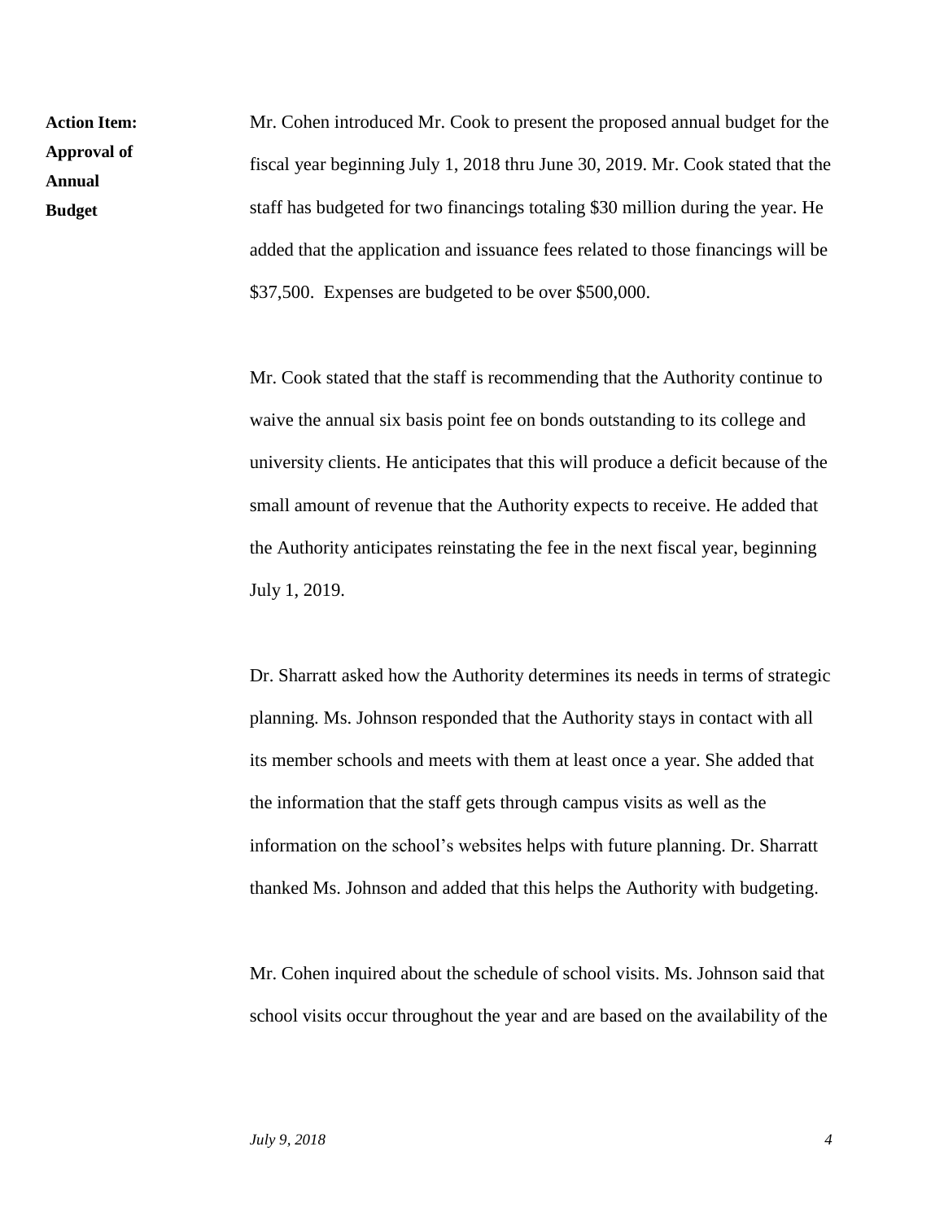**Action Item: Approval of Annual Budget**

Mr. Cohen introduced Mr. Cook to present the proposed annual budget for the fiscal year beginning July 1, 2018 thru June 30, 2019. Mr. Cook stated that the staff has budgeted for two financings totaling $30 million during the year. He added that the application and issuance fees related to those financings will be $37,500. Expenses are budgeted to be over $500,000.

Mr. Cook stated that the staff is recommending that the Authority continue to waive the annual six basis point fee on bonds outstanding to its college and university clients. He anticipates that this will produce a deficit because of the small amount of revenue that the Authority expects to receive. He added that the Authority anticipates reinstating the fee in the next fiscal year, beginning July 1, 2019.

Dr. Sharratt asked how the Authority determines its needs in terms of strategic planning. Ms. Johnson responded that the Authority stays in contact with all its member schools and meets with them at least once a year. She added that the information that the staff gets through campus visits as well as the information on the school's websites helps with future planning. Dr. Sharratt thanked Ms. Johnson and added that this helps the Authority with budgeting.

Mr. Cohen inquired about the schedule of school visits. Ms. Johnson said that school visits occur throughout the year and are based on the availability of the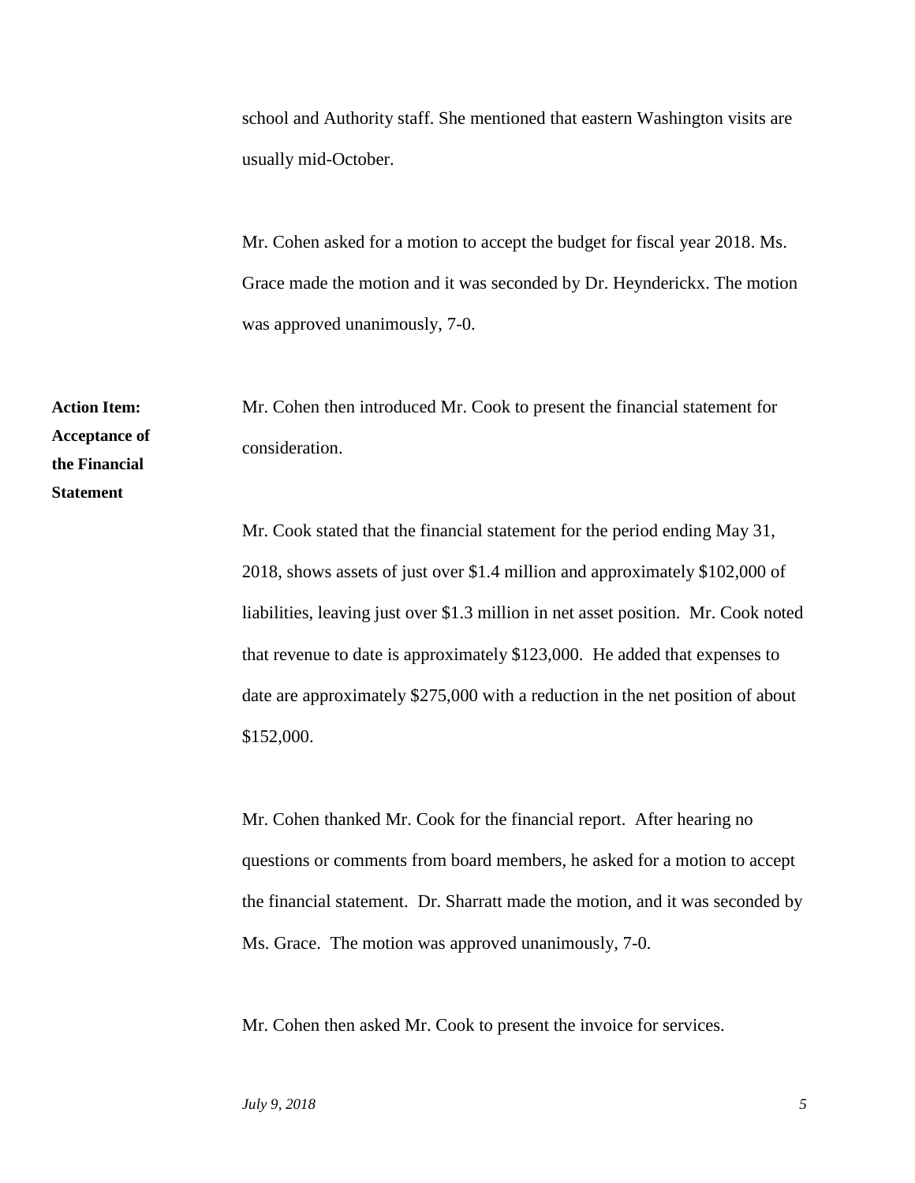school and Authority staff. She mentioned that eastern Washington visits are usually mid-October.

Mr. Cohen asked for a motion to accept the budget for fiscal year 2018. Ms. Grace made the motion and it was seconded by Dr. Heynderickx. The motion was approved unanimously, 7-0.

**Action Item: Acceptance of the Financial Statement**

Mr. Cohen then introduced Mr. Cook to present the financial statement for consideration.

Mr. Cook stated that the financial statement for the period ending May 31, 2018, shows assets of just over $1.4 million and approximately $102,000 of liabilities, leaving just over $1.3 million in net asset position. Mr. Cook noted that revenue to date is approximately $123,000. He added that expenses to date are approximately $275,000 with a reduction in the net position of about $152,000.

Mr. Cohen thanked Mr. Cook for the financial report. After hearing no questions or comments from board members, he asked for a motion to accept the financial statement. Dr. Sharratt made the motion, and it was seconded by Ms. Grace. The motion was approved unanimously, 7-0.

Mr. Cohen then asked Mr. Cook to present the invoice for services.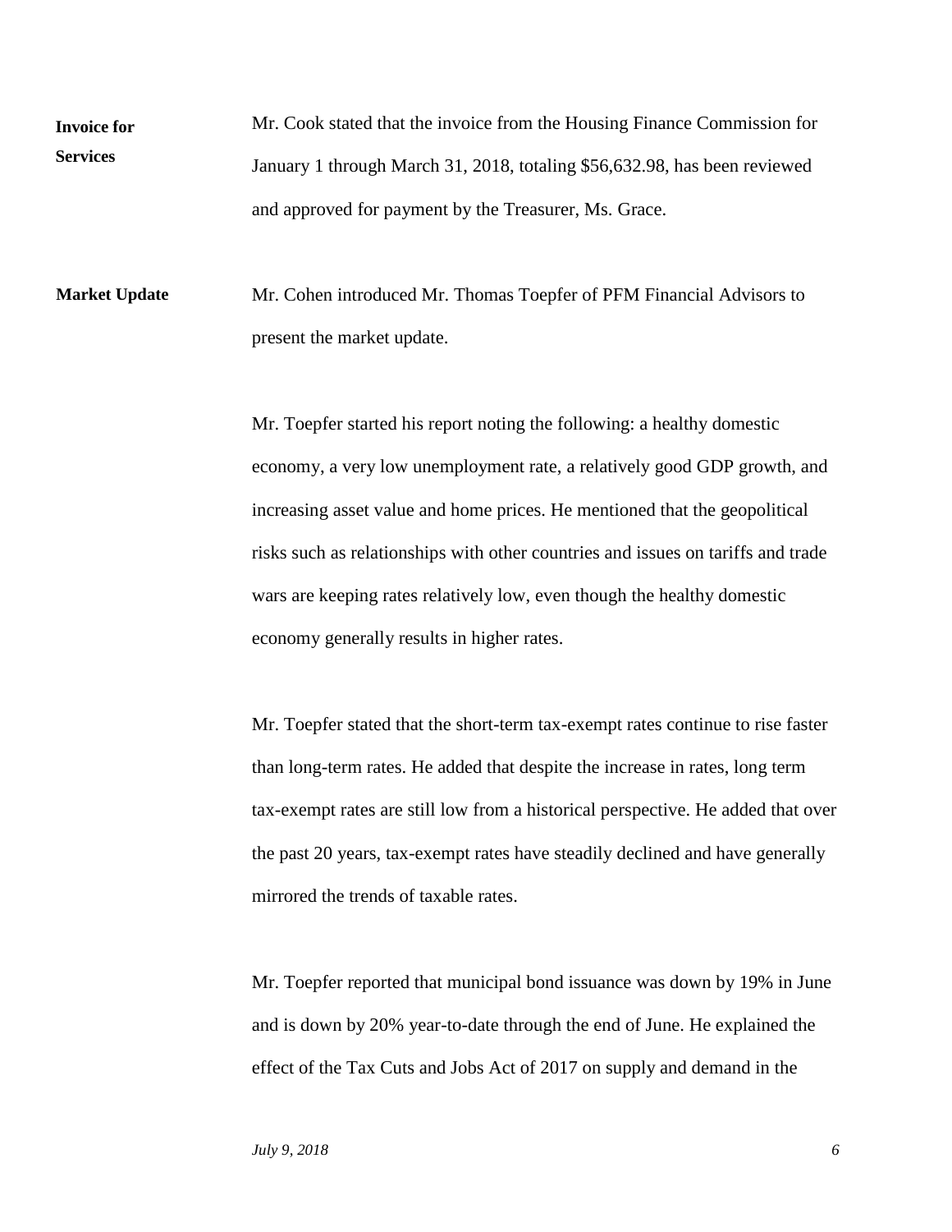**Invoice for Services**

Mr. Cook stated that the invoice from the Housing Finance Commission for January 1 through March 31, 2018, totaling $56,632.98, has been reviewed and approved for payment by the Treasurer, Ms. Grace.

**Market Update**

Mr. Cohen introduced Mr. Thomas Toepfer of PFM Financial Advisors to present the market update.

Mr. Toepfer started his report noting the following: a healthy domestic economy, a very low unemployment rate, a relatively good GDP growth, and increasing asset value and home prices. He mentioned that the geopolitical risks such as relationships with other countries and issues on tariffs and trade wars are keeping rates relatively low, even though the healthy domestic economy generally results in higher rates.

Mr. Toepfer stated that the short-term tax-exempt rates continue to rise faster than long-term rates. He added that despite the increase in rates, long term tax-exempt rates are still low from a historical perspective. He added that over the past 20 years, tax-exempt rates have steadily declined and have generally mirrored the trends of taxable rates.

Mr. Toepfer reported that municipal bond issuance was down by 19% in June and is down by 20% year-to-date through the end of June. He explained the effect of the Tax Cuts and Jobs Act of 2017 on supply and demand in the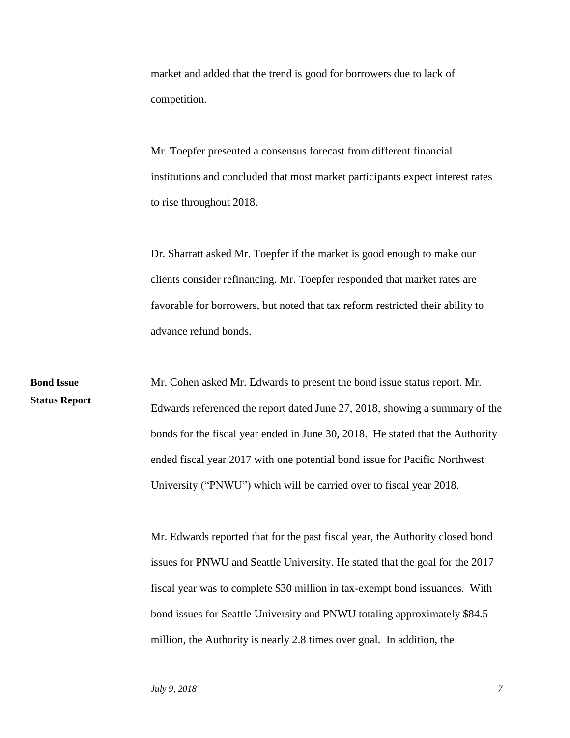market and added that the trend is good for borrowers due to lack of competition.

Mr. Toepfer presented a consensus forecast from different financial institutions and concluded that most market participants expect interest rates to rise throughout 2018.

Dr. Sharratt asked Mr. Toepfer if the market is good enough to make our clients consider refinancing. Mr. Toepfer responded that market rates are favorable for borrowers, but noted that tax reform restricted their ability to advance refund bonds.

**Bond Issue Status Report**

Mr. Cohen asked Mr. Edwards to present the bond issue status report. Mr. Edwards referenced the report dated June 27, 2018, showing a summary of the bonds for the fiscal year ended in June 30, 2018. He stated that the Authority ended fiscal year 2017 with one potential bond issue for Pacific Northwest University ("PNWU") which will be carried over to fiscal year 2018.

Mr. Edwards reported that for the past fiscal year, the Authority closed bond issues for PNWU and Seattle University. He stated that the goal for the 2017 fiscal year was to complete $30 million in tax-exempt bond issuances. With bond issues for Seattle University and PNWU totaling approximately $84.5 million, the Authority is nearly 2.8 times over goal. In addition, the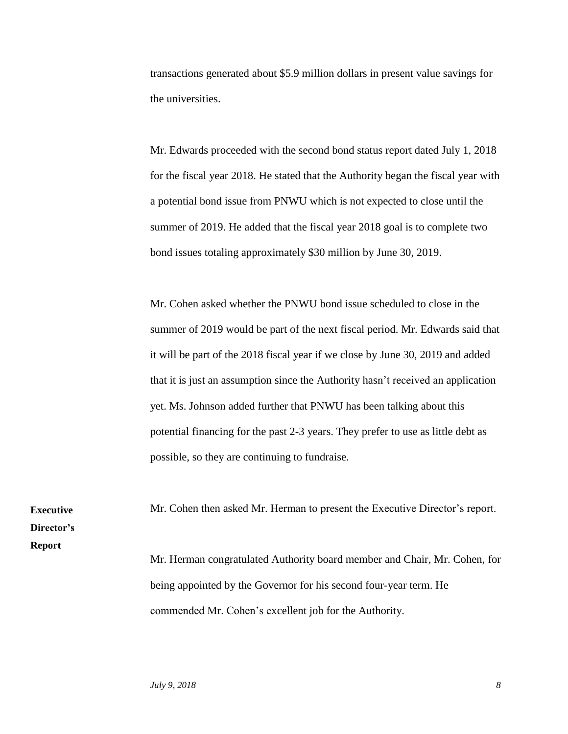transactions generated about $5.9 million dollars in present value savings for the universities.

Mr. Edwards proceeded with the second bond status report dated July 1, 2018 for the fiscal year 2018. He stated that the Authority began the fiscal year with a potential bond issue from PNWU which is not expected to close until the summer of 2019. He added that the fiscal year 2018 goal is to complete two bond issues totaling approximately $30 million by June 30, 2019.

Mr. Cohen asked whether the PNWU bond issue scheduled to close in the summer of 2019 would be part of the next fiscal period. Mr. Edwards said that it will be part of the 2018 fiscal year if we close by June 30, 2019 and added that it is just an assumption since the Authority hasn't received an application yet. Ms. Johnson added further that PNWU has been talking about this potential financing for the past 2-3 years. They prefer to use as little debt as possible, so they are continuing to fundraise.

**Executive Director's Report**

Mr. Cohen then asked Mr. Herman to present the Executive Director's report.

Mr. Herman congratulated Authority board member and Chair, Mr. Cohen, for being appointed by the Governor for his second four-year term. He commended Mr. Cohen's excellent job for the Authority.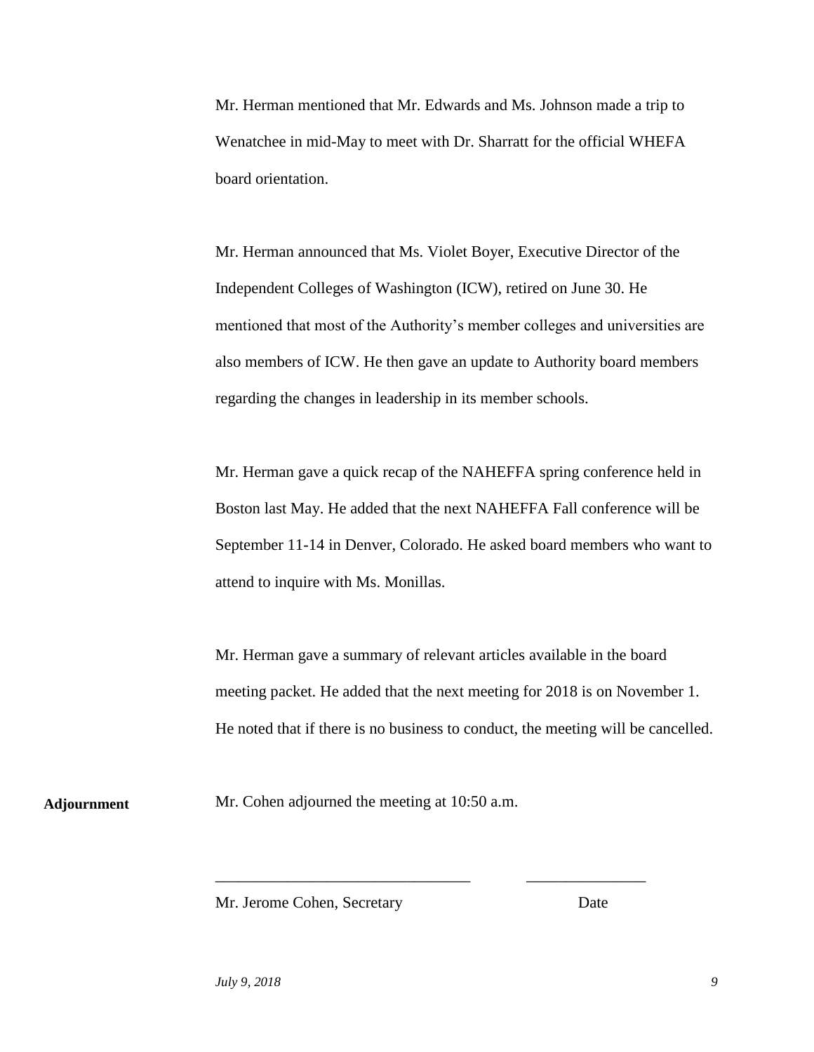Mr. Herman mentioned that Mr. Edwards and Ms. Johnson made a trip to Wenatchee in mid-May to meet with Dr. Sharratt for the official WHEFA board orientation.

Mr. Herman announced that Ms. Violet Boyer, Executive Director of the Independent Colleges of Washington (ICW), retired on June 30. He mentioned that most of the Authority's member colleges and universities are also members of ICW. He then gave an update to Authority board members regarding the changes in leadership in its member schools.

Mr. Herman gave a quick recap of the NAHEFFA spring conference held in Boston last May. He added that the next NAHEFFA Fall conference will be September 11-14 in Denver, Colorado. He asked board members who want to attend to inquire with Ms. Monillas.

Mr. Herman gave a summary of relevant articles available in the board meeting packet. He added that the next meeting for 2018 is on November 1. He noted that if there is no business to conduct, the meeting will be cancelled.

**Adjournment**

Mr. Cohen adjourned the meeting at 10:50 a.m.

\_\_\_\_\_\_\_\_\_\_\_\_\_\_\_\_\_\_\_\_\_\_\_\_\_\_\_\_\_\_\_\_ \_\_\_\_\_\_\_\_\_\_\_\_\_\_\_

Mr. Jerome Cohen, Secretary Date